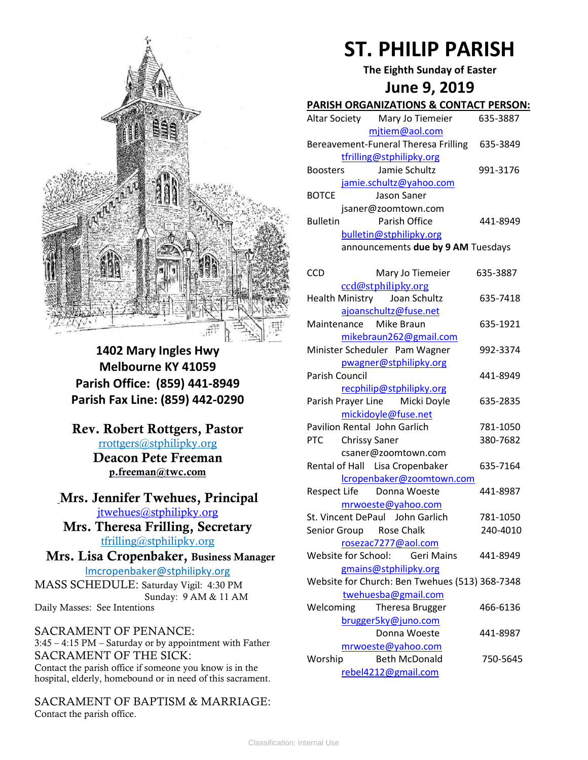# ST. PHILIP PARISH

**The Eighth Sunday of Easter**

## June 9, 2019

**1402 Mary Ingles Hwy**
**Melbourne KY 41059**
**Parish Office: (859) 441-8949**
**Parish Fax Line: (859) 442-0290**

**Rev. Robert Rottgers, Pastor**
rrottgers@stphilipky.org
**Deacon Pete Freeman**
**p.freeman@twc.com**

**Mrs. Jennifer Twehues, Principal**
jtwehues@stphilipky.org
**Mrs. Theresa Frilling, Secretary**
tfrilling@stphilipky.org
**Mrs. Lisa Cropenbaker, Business Manager**
lmcropenbaker@stphilipky.org

MASS SCHEDULE: Saturday Vigil: 4:30 PM
Sunday: 9 AM & 11 AM
Daily Masses: See Intentions

SACRAMENT OF PENANCE:
3:45 – 4:15 PM – Saturday or by appointment with Father

SACRAMENT OF THE SICK:
Contact the parish office if someone you know is in the hospital, elderly, homebound or in need of this sacrament.

SACRAMENT OF BAPTISM & MARRIAGE:
Contact the parish office.

**PARISH ORGANIZATIONS & CONTACT PERSON:**

| Organization | Contact | Phone |
|---|---|---|
| Altar Society | Mary Jo Tiemeier mjtiem@aol.com | 635-3887 |
| Bereavement-Funeral | Theresa Frilling tfrilling@stphilipky.org | 635-3849 |
| Boosters | Jamie Schultz jamie.schultz@yahoo.com | 991-3176 |
| BOTCE | Jason Saner jsaner@zoomtown.com | |
| Bulletin | Parish Office bulletin@stphilipky.org announcements **due by 9 AM** Tuesdays | 441-8949 |
| CCD | Mary Jo Tiemeier ccd@stphilipky.org | 635-3887 |
| Health Ministry | Joan Schultz ajoanschultz@fuse.net | 635-7418 |
| Maintenance | Mike Braun mikebraun262@gmail.com | 635-1921 |
| Minister Scheduler | Pam Wagner pwagner@stphilipky.org | 992-3374 |
| Parish Council | recphilip@stphilipky.org | 441-8949 |
| Parish Prayer Line | Micki Doyle mickidoyle@fuse.net | 635-2835 |
| Pavilion Rental | John Garlich | 781-1050 |
| PTC | Chrissy Saner csaner@zoomtown.com | 380-7682 |
| Rental of Hall | Lisa Cropenbaker lcropenbaker@zoomtown.com | 635-7164 |
| Respect Life | Donna Woeste mrwoeste@yahoo.com | 441-8987 |
| St. Vincent DePaul | John Garlich | 781-1050 |
| Senior Group | Rose Chalk rosezac7277@aol.com | 240-4010 |
| Website for School: | Geri Mains gmains@stphilipky.org | 441-8949 |
| Website for Church: | Ben Twehues twehuesba@gmail.com | (513) 368-7348 |
| Welcoming | Theresa Brugger brugger5ky@juno.com | 466-6136 |
| | Donna Woeste mrwoeste@yahoo.com | 441-8987 |
| Worship | Beth McDonald rebel4212@gmail.com | 750-5645 |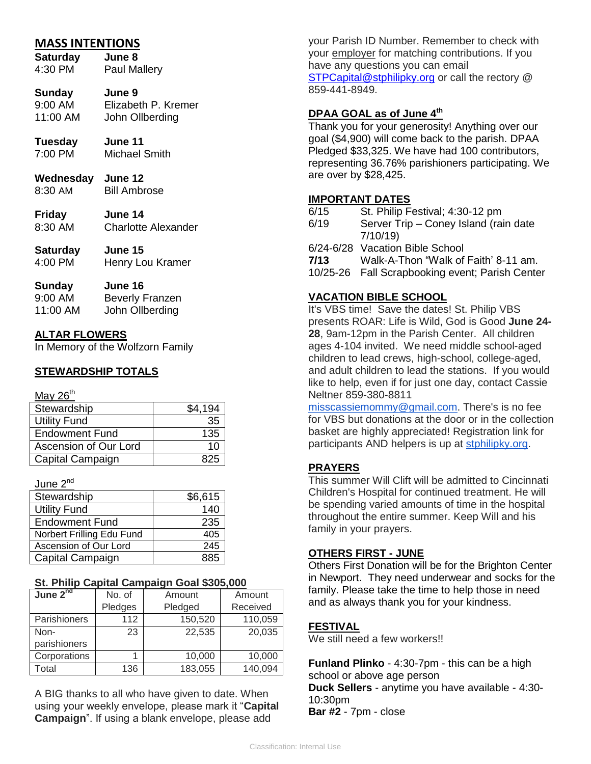## MASS INTENTIONS

**Saturday** **June 8**
4:30 PM Paul Mallery

**Sunday** **June 9**
9:00 AM Elizabeth P. Kremer
11:00 AM John Ollberding

**Tuesday** **June 11**
7:00 PM Michael Smith

**Wednesday** **June 12**
8:30 AM Bill Ambrose

**Friday** **June 14**
8:30 AM Charlotte Alexander

**Saturday** **June 15**
4:00 PM Henry Lou Kramer

**Sunday** **June 16**
9:00 AM Beverly Franzen
11:00 AM John Ollberding

## ALTAR FLOWERS

In Memory of the Wolfzorn Family

## STEWARDSHIP TOTALS

May 26th

| | |
|---|---|
| Stewardship | $4,194 |
| Utility Fund | 35 |
| Endowment Fund | 135 |
| Ascension of Our Lord | 10 |
| Capital Campaign | 825 |

June 2nd

| | |
|---|---|
| Stewardship | $6,615 |
| Utility Fund | 140 |
| Endowment Fund | 235 |
| Norbert Frilling Edu Fund | 405 |
| Ascension of Our Lord | 245 |
| Capital Campaign | 885 |

### St. Philip Capital Campaign Goal $305,000

| June 2nd | No. of Pledges | Amount Pledged | Amount Received |
|---|---|---|---|
| Parishioners | 112 | 150,520 | 110,059 |
| Non-parishioners | 23 | 22,535 | 20,035 |
| Corporations | 1 | 10,000 | 10,000 |
| Total | 136 | 183,055 | 140,094 |

A BIG thanks to all who have given to date. When using your weekly envelope, please mark it "**Capital Campaign**". If using a blank envelope, please add your Parish ID Number. Remember to check with your employer for matching contributions. If you have any questions you can email STPCapital@stphilipky.org or call the rectory @ 859-441-8949.

## DPAA GOAL as of June 4th

Thank you for your generosity! Anything over our goal ($4,900) will come back to the parish. DPAA Pledged $33,325. We have had 100 contributors, representing 36.76% parishioners participating. We are over by $28,425.

## IMPORTANT DATES

| | |
|---|---|
| 6/15 | St. Philip Festival; 4:30-12 pm |
| 6/19 | Server Trip – Coney Island (rain date 7/10/19) |
| 6/24-6/28 | Vacation Bible School |
| **7/13** | Walk-A-Thon "Walk of Faith' 8-11 am. |
| 10/25-26 | Fall Scrapbooking event; Parish Center |

## VACATION BIBLE SCHOOL

It's VBS time! Save the dates! St. Philip VBS presents ROAR: Life is Wild, God is Good **June 24-28**, 9am-12pm in the Parish Center. All children ages 4-104 invited. We need middle school-aged children to lead crews, high-school, college-aged, and adult children to lead the stations. If you would like to help, even if for just one day, contact Cassie Neltner 859-380-8811 misscassiemommy@gmail.com. There's is no fee for VBS but donations at the door or in the collection basket are highly appreciated! Registration link for participants AND helpers is up at stphilipky.org.

## PRAYERS

This summer Will Clift will be admitted to Cincinnati Children's Hospital for continued treatment. He will be spending varied amounts of time in the hospital throughout the entire summer. Keep Will and his family in your prayers.

## OTHERS FIRST - JUNE

Others First Donation will be for the Brighton Center in Newport. They need underwear and socks for the family. Please take the time to help those in need and as always thank you for your kindness.

## FESTIVAL

We still need a few workers!!

**Funland Plinko** - 4:30-7pm - this can be a high school or above age person
**Duck Sellers** - anytime you have available - 4:30-10:30pm
**Bar #2** - 7pm - close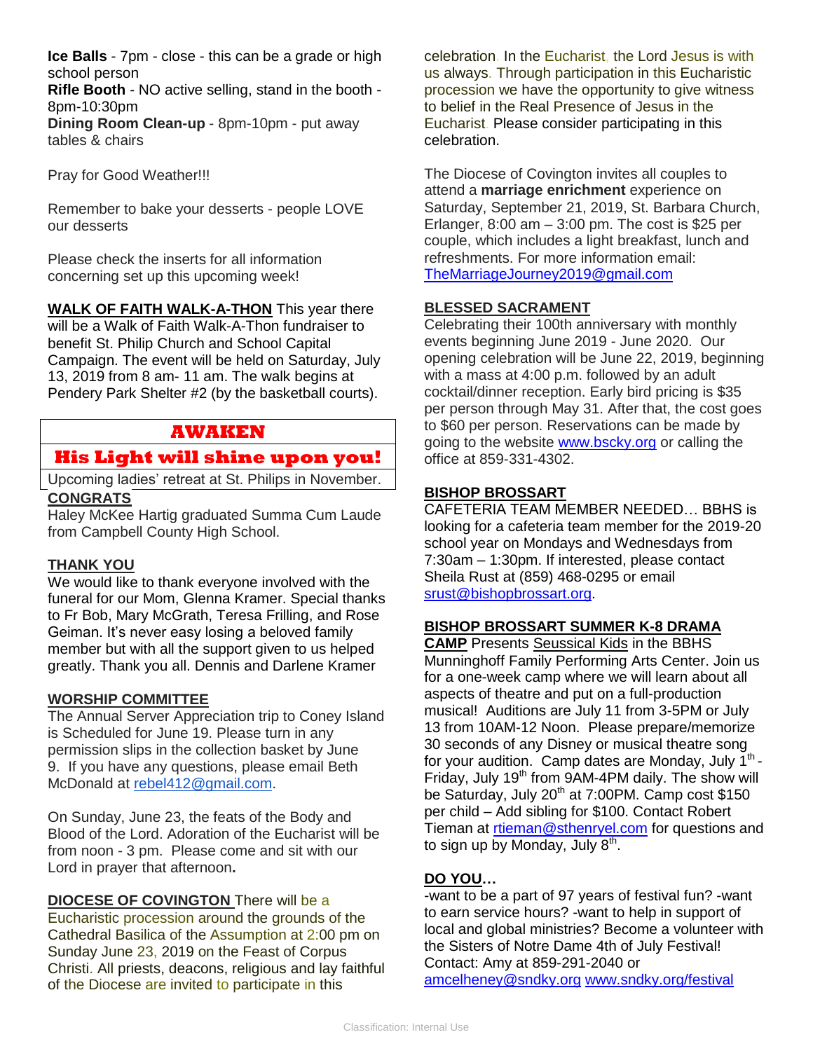**Ice Balls** - 7pm - close - this can be a grade or high school person
**Rifle Booth** - NO active selling, stand in the booth - 8pm-10:30pm
**Dining Room Clean-up** - 8pm-10pm - put away tables & chairs

Pray for Good Weather!!!

Remember to bake your desserts - people LOVE our desserts

Please check the inserts for all information concerning set up this upcoming week!

**WALK OF FAITH WALK-A-THON** This year there will be a Walk of Faith Walk-A-Thon fundraiser to benefit St. Philip Church and School Capital Campaign. The event will be held on Saturday, July 13, 2019 from 8 am- 11 am. The walk begins at Pendery Park Shelter #2 (by the basketball courts).

| AWAKEN |
| --- |
| His Light will shine upon you! |
| Upcoming ladies' retreat at St. Philips in November. |

**CONGRATS**
Haley McKee Hartig graduated Summa Cum Laude from Campbell County High School.

**THANK YOU**
We would like to thank everyone involved with the funeral for our Mom, Glenna Kramer. Special thanks to Fr Bob, Mary McGrath, Teresa Frilling, and Rose Geiman. It's never easy losing a beloved family member but with all the support given to us helped greatly. Thank you all. Dennis and Darlene Kramer

**WORSHIP COMMITTEE**
The Annual Server Appreciation trip to Coney Island is Scheduled for June 19. Please turn in any permission slips in the collection basket by June 9. If you have any questions, please email Beth McDonald at rebel412@gmail.com.

On Sunday, June 23, the feats of the Body and Blood of the Lord. Adoration of the Eucharist will be from noon - 3 pm. Please come and sit with our Lord in prayer that afternoon**.**

**DIOCESE OF COVINGTON** There will be a Eucharistic procession around the grounds of the Cathedral Basilica of the Assumption at 2:00 pm on Sunday June 23, 2019 on the Feast of Corpus Christi. All priests, deacons, religious and lay faithful of the Diocese are invited to participate in this celebration. In the Eucharist, the Lord Jesus is with us always. Through participation in this Eucharistic procession we have the opportunity to give witness to belief in the Real Presence of Jesus in the Eucharist. Please consider participating in this celebration.

The Diocese of Covington invites all couples to attend a **marriage enrichment** experience on Saturday, September 21, 2019, St. Barbara Church, Erlanger, 8:00 am – 3:00 pm. The cost is $25 per couple, which includes a light breakfast, lunch and refreshments. For more information email: TheMarriageJourney2019@gmail.com

**BLESSED SACRAMENT**
Celebrating their 100th anniversary with monthly events beginning June 2019 - June 2020. Our opening celebration will be June 22, 2019, beginning with a mass at 4:00 p.m. followed by an adult cocktail/dinner reception. Early bird pricing is $35 per person through May 31. After that, the cost goes to $60 per person. Reservations can be made by going to the website www.bscky.org or calling the office at 859-331-4302.

**BISHOP BROSSART**
CAFETERIA TEAM MEMBER NEEDED… BBHS is looking for a cafeteria team member for the 2019-20 school year on Mondays and Wednesdays from 7:30am – 1:30pm. If interested, please contact Sheila Rust at (859) 468-0295 or email srust@bishopbrossart.org.

**BISHOP BROSSART SUMMER K-8 DRAMA CAMP** Presents Seussical Kids in the BBHS Munninghoff Family Performing Arts Center. Join us for a one-week camp where we will learn about all aspects of theatre and put on a full-production musical! Auditions are July 11 from 3-5PM or July 13 from 10AM-12 Noon. Please prepare/memorize 30 seconds of any Disney or musical theatre song for your audition. Camp dates are Monday, July 1st - Friday, July 19th from 9AM-4PM daily. The show will be Saturday, July 20th at 7:00PM. Camp cost $150 per child – Add sibling for $100. Contact Robert Tieman at rtieman@sthenryel.com for questions and to sign up by Monday, July 8th.

**DO YOU…**
-want to be a part of 97 years of festival fun? -want to earn service hours? -want to help in support of local and global ministries? Become a volunteer with the Sisters of Notre Dame 4th of July Festival! Contact: Amy at 859-291-2040 or amcelheney@sndky.org www.sndky.org/festival